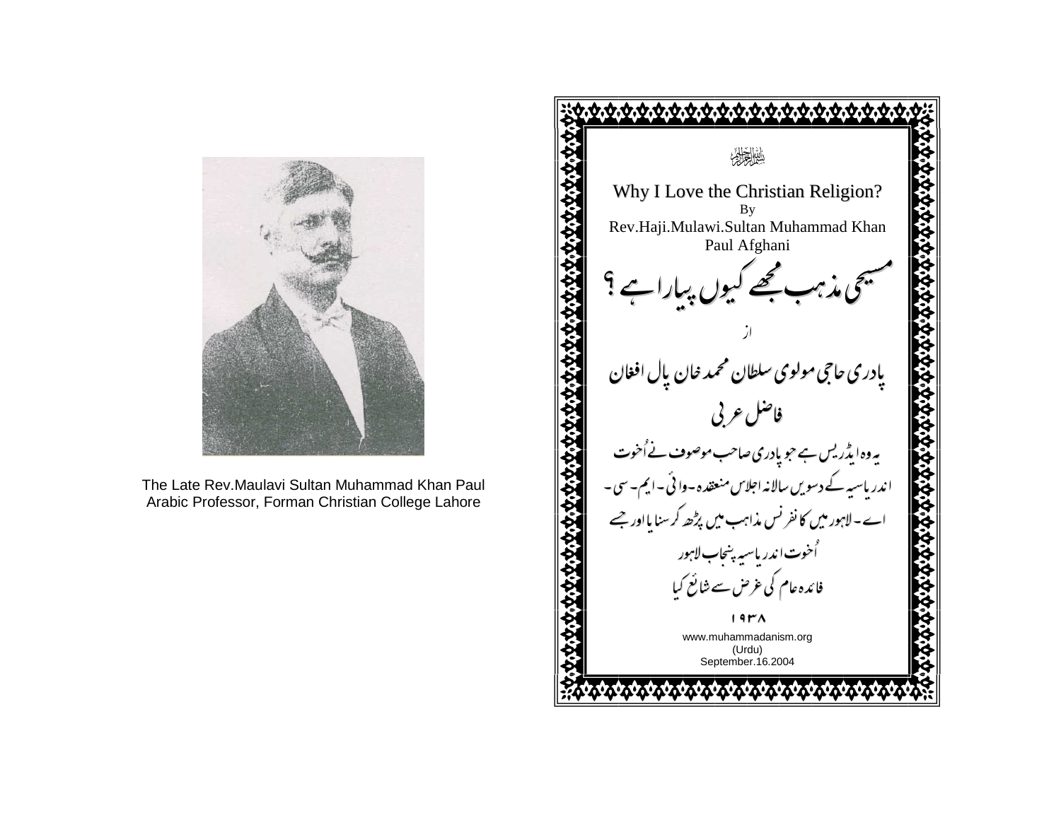The Late Rev.Maulavi Sultan Muhammad Khan Paul
Arabic Professor, Forman Christian College Lahore

بسم اللہ الرحمٰن الرحیم

# Why I Love the Christian Religion?

By

Rev.Haji.Mulawi.Sultan Muhammad Khan Paul Afghani

# مسیحی مذہب مجھے کیوں پیارا ہے ؟

از

## پادری حاجی مولوی سلطان محمد خان پال افغان

### فاضل عربی

یہ وہ ایڈریس ہے جو پادری صاحب موصوف نے اُخوت اندریاسیہ کے دسویں سالانہ اجلاس منعقدہ۔وائی۔ایم۔سی۔اے۔لاہور میں کانفرنس مذاہب میں پڑھ کر سنایا اور جسے اُخوت اندریاسیہ پنجاب لاہور فائدہ عام کی غرض سے شائع کیا

۱۹۳۸

www.muhammadanism.org
(Urdu)
September.16.2004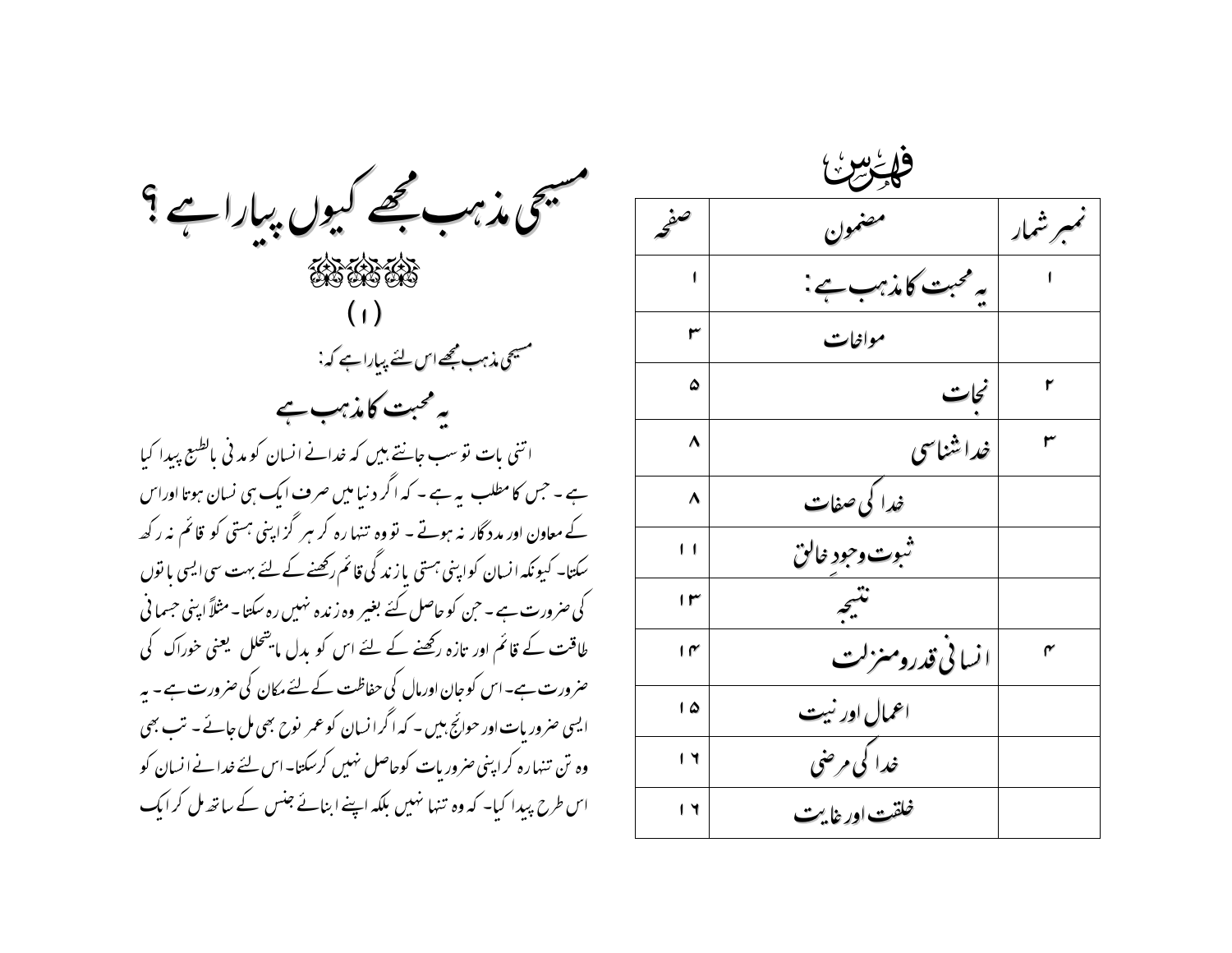# فہرس

| نمبر شمار | مضمون | صفحہ |
| --- | --- | --- |
| ۱ | یہ محبت کا مذہب ہے: | ۱ |
| | مواخات | ۳ |
| ۲ | نجات | ۵ |
| ۳ | خدا شناسی | ۸ |
| | خدا کی صفات | ۸ |
| | ثبوت وجودِ خالق | ۱۱ |
| | نتیجہ | ۱۳ |
| ۴ | انسانی قدر ومنزلت | ۱۴ |
| | اعمال اور نیت | ۱۵ |
| | خدا کی مرضی | ۱۶ |
| | خلقت اور غایت | ۱۶ |

# مسیحی مذہب مجھے کیوں پیارا ہے؟

(۱)

مسیحی مذہب مجھے اس لئے پیارا ہے کہ:

## یہ محبت کا مذہب ہے

اتنی بات تو سب جانتے ہیں کہ خدا نے انسان کو مدنی بالطبع پیدا کیا ہے۔ جس کا مطلب یہ ہے۔ کہ اگر دنیا میں صرف ایک ہی نسان ہوتا اوراس کے معاون اور مددگار نہ ہوتے۔ تو وہ تنہا رہ کر ہرگز اپنی ہستی کو قائم نہ رکھ سکتا۔ کیونکہ انسان کو اپنی ہستی یا زندگی قائم رکھنے کے لئے بہت سی ایسی باتوں کی ضرورت ہے۔ جن کو حاصل کئے بغیر وہ زندہ نہیں رہ سکتا۔ مثلاً اپنی جسمانی طاقت کے قائم اور تازہ رکھنے کے لئے اس کو بدل مایتحلل یعنی خوراک کی ضرورت ہے۔ اس کو جان اورمال کی حفاظت کے لئے مکان کی ضرورت ہے۔ یہ ایسی ضروریات اور حوائج ہیں۔ کہ اگر انسان کو عمر نوح بھی مل جائے۔ تب بھی وہ تن تنہا رہ کر اپنی ضروریات کو حاصل نہیں کرسکتا۔ اس لئے خدا نے انسان کو اس طرح پیدا کیا۔ کہ وہ تنہا نہیں بلکہ اپنے ابنائے جنس کے ساتھ مل کر ایک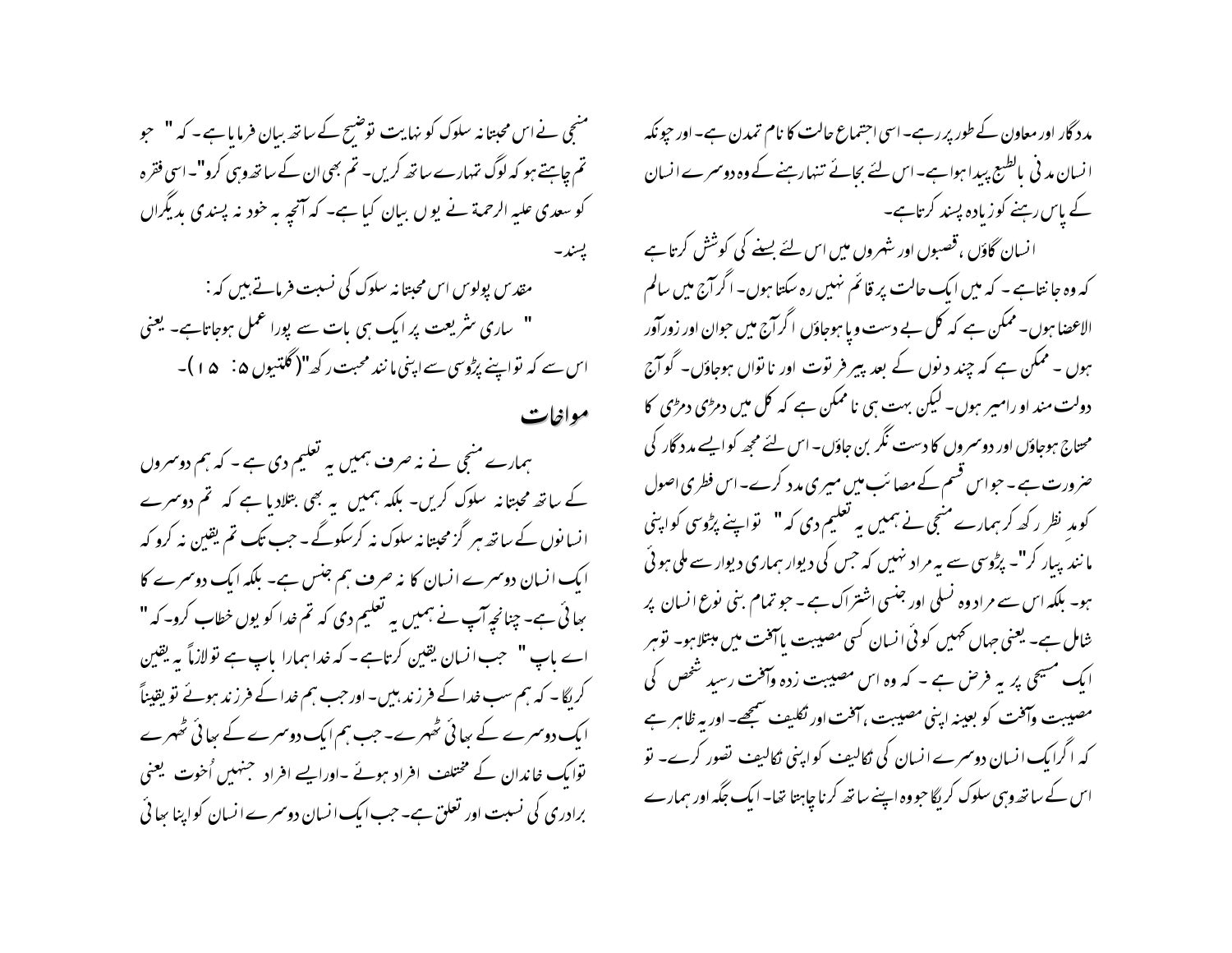مدد گار اور معاون کے طور پر رہے۔ اسی اجتماع حالت کا نام تمدن ہے۔ اور چونکہ انسان مدنی بالطبع پیدا ہوا ہے۔ اس لئے بجائے تنہا رہنے کے وہ دوسرے انسان کے پاس رہنے کو زیادہ پسند کرتا ہے۔

انسان گاؤں ، قصبوں اور شہروں میں اس لئے بسنے کی کوشش کرتا ہے کہ وہ جانتا ہے ۔ کہ میں ایک حالت پر قائم نہیں رہ سکتا ہوں۔ اگر آج میں سالم الاعضا ہوں۔ ممکن ہے کہ کل بے دست وپا ہوجاؤں اگر آج میں جوان اور زورآور ہوں ۔ ممکن ہے کہ چند دنوں کے بعد پیر فرتوت اور ناتواں ہوجاؤں۔ گو آج دولت مند او رامیر ہوں۔ لیکن بہت ہی ناممکن ہے کہ کل میں دمڑی دمڑی کا محتاج ہوجاؤں اور دوسروں کا دست نگر بن جاؤں۔ اس لئے مجھ کو ایسے مددگار کی ضرورت ہے ۔ جو اس قسم کے مصائب میں میری مدد کرے۔ اس فطری اصول کو مدِ نظر رکھ کر ہمارے منجی نے ہمیں یہ تعلیم دی کہ " تو اپنے پڑوسی کو اپنی مانند پیار کر"۔ پڑوسی سے یہ مراد نہیں کہ جس کی دیوار ہماری دیوار سے ملی ہوئی ہو۔ بلکہ اس سے مراد وہ نسلی اور جنسی اشتراک ہے ۔ جو تمام بنی نوع انسان پر شامل ہے۔ یعنی جہاں کہیں کوئی انسان کسی مصیبت یا آفت میں مبتلا ہو۔ تو ہر ایک مسیحی پر یہ فرض ہے ۔ کہ وہ اس مصیبت زدہ وآفت رسید شخص کی مصیبت وآفت کو بعینہ اپنی مصیبت ،آفت اور تکلیف سمجھے۔ اور یہ ظاہر ہے کہ اگر ایک انسان دوسرے انسان کی تکالیف کو اپنی تکالیف تصور کرے۔ تو اس کے ساتھ وہی سلوک کریگا جو وہ اپنے ساتھ کرنا چاہتا تھا۔ ایک جگہ اور ہمارے منجی نے اس محبتانہ سلوک کو نہایت توضیح کے ساتھ بیان فرمایا ہے ۔ کہ " جو تم چاہتے ہو کہ لوگ تمہارے ساتھ کریں۔ تم بھی ان کے ساتھ وہی کرو"۔ اسی فقرہ کو سعدی علیہ الرحمۃ نے یوں بیان کیا ہے۔ کہ آنچہ بہ خود نہ پسندی بدیگراں پسند۔

مقدس پولوس اس محبتانہ سلوک کی نسبت فرماتے ہیں کہ :

" ساری شریعت پر ایک ہی بات سے پورا عمل ہوجاتاہے۔ یعنی اس سے کہ تو اپنے پڑوسی سے اپنی مانند محبت رکھ"(گلتیوں ۵: ۱۵)۔

## مواخات

ہمارے منجی نے نہ صرف ہمیں یہ تعلیم دی ہے ۔ کہ ہم دوسروں کے ساتھ محبتانہ سلوک کریں۔ بلکہ ہمیں یہ بھی بتلادیا ہے کہ تم دوسرے انسانوں کے ساتھ ہرگز محبتانہ سلوک نہ کرسکوگے ۔ جب تک تم یقین نہ کرو کہ ایک انسان دوسرے انسان کا نہ صرف ہم جنس ہے۔ بلکہ ایک دوسرے کا بھائی ہے۔ چنانچہ آپ نے ہمیں یہ تعلیم دی کہ تم خدا کو یوں خطاب کرو۔ کہ " اے باپ " جب انسان یقین کرتا ہے ۔ کہ خدا ہمارا باپ ہے تو لازماً یہ یقین کریگا ۔ کہ ہم سب خدا کے فرزند ہیں۔ اور جب ہم خدا کے فرزند ہوئے تو یقیناً ایک دوسرے کے بھائی ٹھہرے۔ جب ہم ایک دوسرے کے بھائی ٹھہرے تو ایک خاندان کے مختلف افراد ہوئے ۔اور ایسے افراد جنہیں اُخوت یعنی برادری کی نسبت اور تعلق ہے۔ جب ایک انسان دوسرے انسان کو اپنا بھائی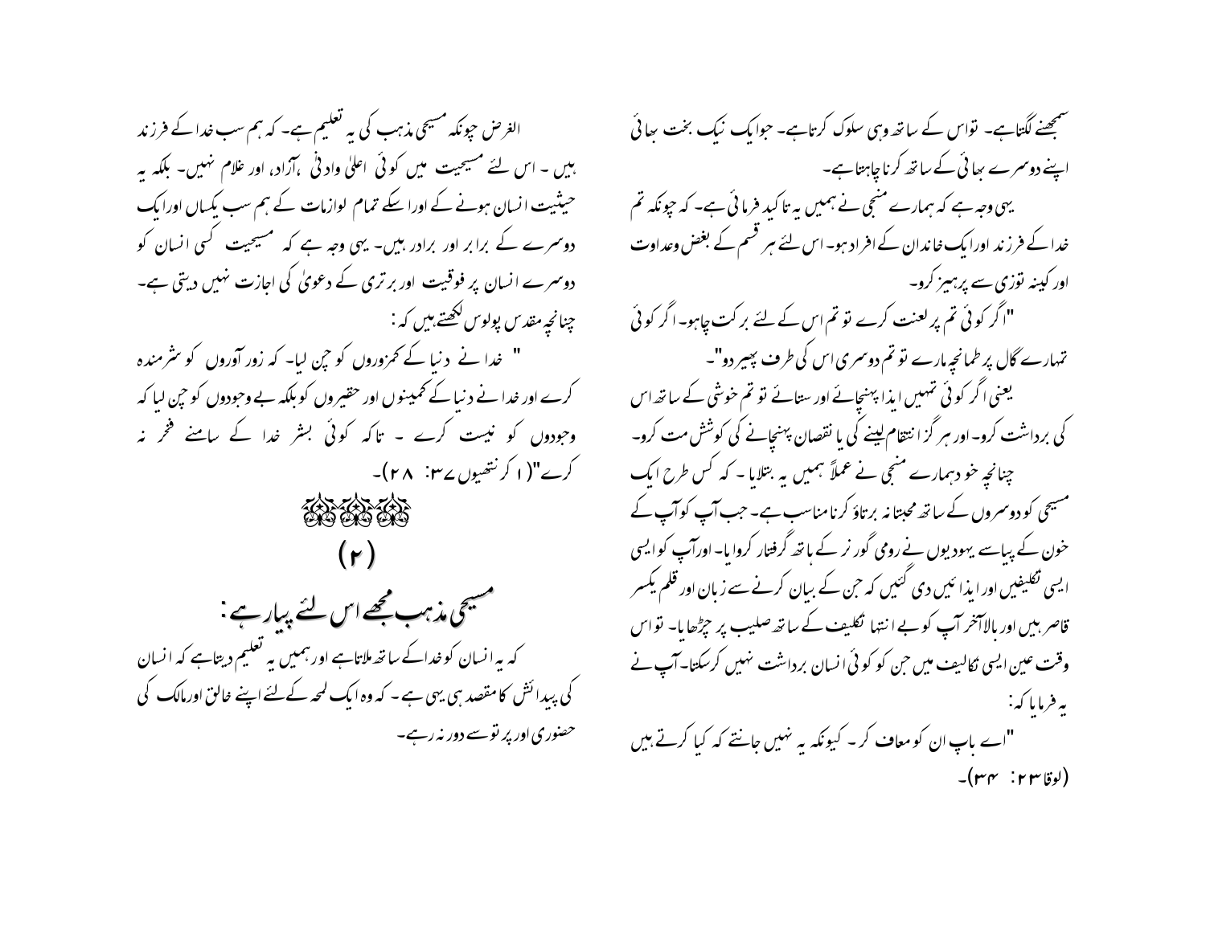سمجھنے لگتاہے۔ تو اس کے ساتھ وہی سلوک کرتاہے۔ جوایک نیک بخت بھائی اپنے دوسرے بھائی کے ساتھ کرنا چاہتاہے۔

یہی وجہ ہے کہ ہمارے منجی نے ہمیں یہ تاکید فرمائی ہے۔ کہ چونکہ تم خدا کے فرزند اورایک خاندان کے افراد ہو۔ اس لئے ہر قسم کے بغض وعداوت اور کینہ توزی سے پرہیز کرو۔

"اگر کوئی تم پر لعنت کرے تو تم اس کے لئے برکت چاہو۔ اگر کوئی تمہارے گال پر طمانچہ مارے تو تم دوسری اس کی طرف پھیر دو"۔

یعنی اگر کوئی تمہیں ایذا پہنچائے اور ستائے تو تم خوشی کے ساتھ اس کی برداشت کرو۔ اور ہر گز انتقام لینے کی یا نقصان پہنچانے کی کوشش مت کرو۔

چنانچہ خود ہمارے منجی نے عملاً ہمیں یہ بتلایا ۔ کہ کس طرح ایک مسیحی کو دوسروں کے ساتھ محبتانہ برتاؤ کرنا مناسب ہے۔ جب آپ کوآپ کے خون کے پیاسے یہودیوں نے رومی گورنر کے ہاتھ گرفتار کروایا۔ اورآپ کو ایسی ایسی تکلیفیں اور ایذائیں دی گئیں کہ جن کے بیان کرنے سے زبان اور قلم یکسر قاصر ہیں اور بالآخر آپ کو بے انتہا تکلیف کے ساتھ صلیب پر چڑھایا۔ تو اس وقت عین ایسی تکالیف میں جن کو کوئی انسان برداشت نہیں کرسکتا۔آپ نے یہ فرمایا کہ:

"اے باپ ان کو معاف کر۔ کیونکہ یہ نہیں جانتے کہ کیا کرتے ہیں (لوقا ۲۳: ۳۴)۔

الغرض چونکہ مسیحی مذہب کی یہ تعلیم ہے۔ کہ ہم سب خدا کے فرزند ہیں ۔ اس لئے مسیحیت میں کوئی اعلیٰ وادنی ،آزاد، اور غلام نہیں۔ بلکہ بہ حیثیت انسان ہونے کے اوراسکے تمام لوازمات کے ہم سب یکساں اورایک دوسرے کے برابر اور برادر ہیں۔ یہی وجہ ہے کہ مسیحیت کسی انسان کو دوسرے انسان پر فوقیت اور برتری کے دعویٰ کی اجازت نہیں دیتی ہے۔ چنانچہ مقدس پولوس لکھتے ہیں کہ:

" خدا نے دنیا کے کمزوروں کو چن لیا۔ کہ زور آوروں کو شرمندہ کرے اور خدا نے دنیا کے کمینوں اور حقیروں کو بلکہ بے وجودوں کو چن لیا کہ وجودوں کو نیست کرے ۔ تاکہ کوئی بشر خدا کے سامنے فخر نہ کرے"(۱کرنتھیوں ۲۷: ۲۸)۔

## (۲)

## مسیحی مذہب مجھے اس لئے پیارہے:

کہ یہ انسان کوخدا کے ساتھ ملاتاہے اور ہمیں یہ تعلیم دیتاہے کہ انسان کی پیدائش کا مقصد ہی یہی ہے۔ کہ وہ ایک لمحہ کے لئے اپنے خالق اورمالک کی حضوری اور پرتو سے دور نہ رہے۔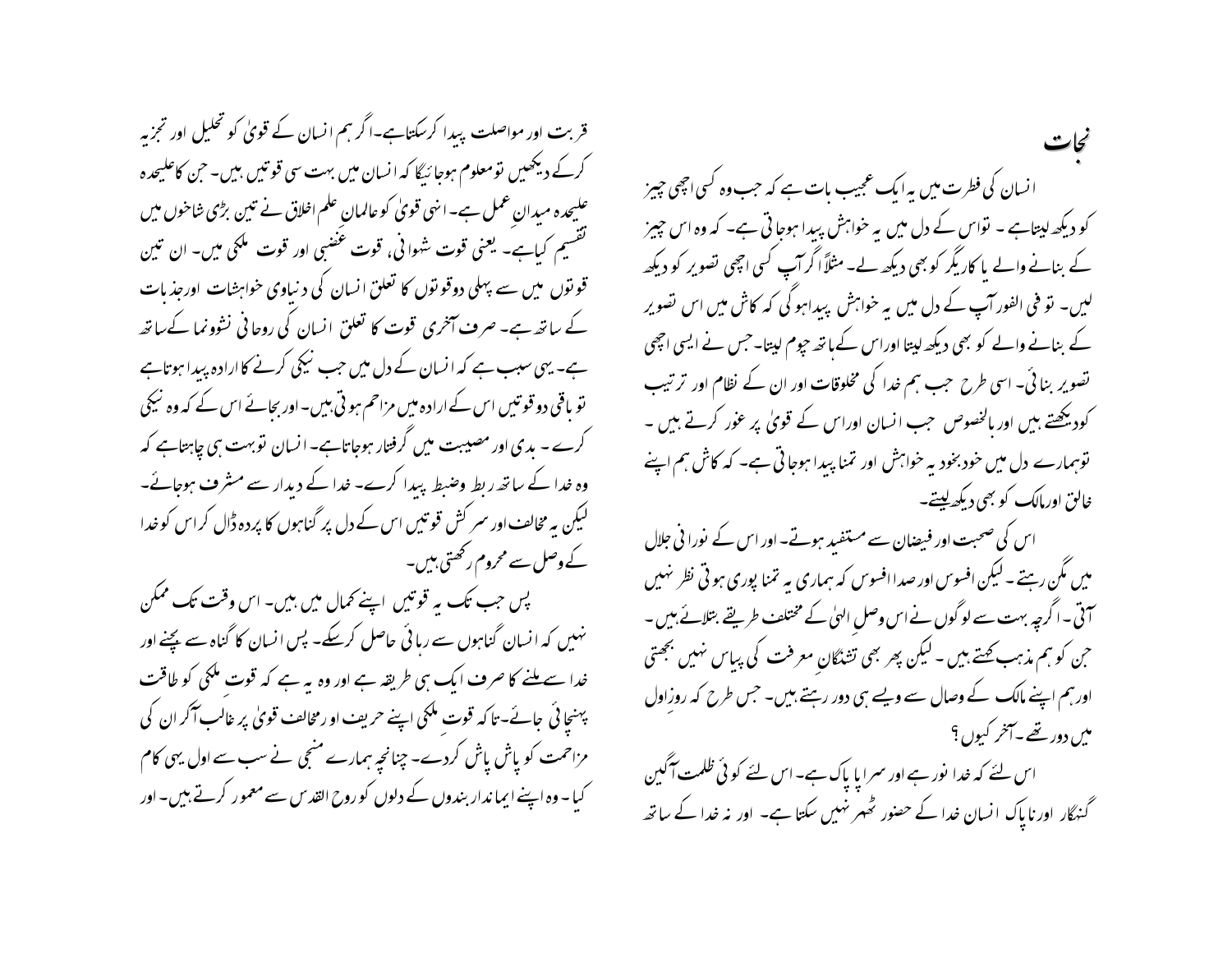# نجات

انسان کی فطرت میں یہ ایک عجیب بات ہے کہ جب وہ کسی اچھی چیز کو دیکھ لیتاہے ۔ تواس کے دل میں یہ خواہش پیدا ہوجاتی ہے۔ کہ وہ اس چیز کے بنانے والے یا کاریگر کو بھی دیکھ لے۔ مثلاً اگر آپ کسی اچھی تصویر کو دیکھ لیں۔ تو فی الفور آپ کے دل میں یہ خواہش پیداہو گی کہ کاش میں اس تصویر کے بنانے والے کو بھی دیکھ لیتا اوراس کے ہاتھ چوم لیتا۔ جس نے ایسی اچھی تصویر بنائی۔ اسی طرح جب ہم خدا کی مخلوقات اور ان کے نظام اور ترتیب کودیکھتے ہیں اور بالخصوص جب انسان اوراس کے قویٰ پر غور کرتے ہیں ۔ توہمارے دل میں خودبخود یہ خواہش اور تمنا پیدا ہوجاتی ہے۔ کہ کاش ہم اپنے خالق اورمالک کو بھی دیکھ لیتے۔

اس کی صحبت اور فیضان سے مستفید ہوتے۔ اور اس کے نورانی جلال میں مگن رہتے ۔ لیکن افسوس اور صدا افسوس کہ ہماری یہ تمنا پوری ہوتی نظر نہیں آتی ۔ اگرچہ بہت سے لوگوں نے اس وصلِ الہیٰ کے مختلف طریقے بتلائے ہیں ۔ جن کو ہم مذہب کہتے ہیں ۔ لیکن پھر بھی تشنگانِ معرفت کی پیاس نہیں بجھتی اورہم اپنے مالک کے وصال سے ویسے ہی دور رہتے ہیں۔ جس طرح کہ روزِاول میں دور تھے ۔آخر کیوں ؟

اس لئے کہ خدا نور ہے اور سراپا پاک ہے۔ اس لئے کوئی ظلمت آگین گنہگار اورناپاک انسان خدا کے حضور ٹھہر نہیں سکتا ہے۔ اور نہ خدا کے ساتھ قربت اور مواصلت پیدا کرسکتاہے۔اگر ہم انسان کے قویٰ کو تحلیل اور تجزیہ کرکے دیکھیں تو معلوم ہوجائیگا کہ انسان میں بہت سی قوتیں ہیں۔ جن کا علیحدہ علیحدہ میدانِ عمل ہے۔انہی قویٰ کو عالمانِ علم اخلاق نے تین بڑی شاخوں میں تقسیم کیاہے۔ یعنی قوت شہوانی، قوت غضبی اور قوت ملکی میں۔ ان تین قوتوں میں سے پہلی دوقوتوں کا تعلق انسان کی دنیاوی خواہشات اورجذبات کے ساتھ ہے۔ صرف آخری قوت کا تعلق انسان کی روحانی نشوونما کےساتھ ہے۔یہی سبب ہے کہ انسان کے دل میں جب نیکی کرنے کا ارادہ پیدا ہوتاہے تو باقی دو قوتیں اس کے ارادہ میں مزاحم ہوتی ہیں۔اوربجائے اس کے کہ وہ نیکی کرے ۔ بدی اور مصیبت میں گرفتار ہوجاتاہے۔ انسان توبہت ہی چاہتاہے کہ وہ خدا کے ساتھ ربط وضبط پیدا کرے۔ خدا کے دیدار سے مشرف ہوجائے۔ لیکن یہ مخالف اور سرکش قوتیں اس کے دل پر گناہوں کا پردہ ڈال کراس کو خدا کے وصل سے محروم رکھتی ہیں۔

پس جب تک یہ قوتیں اپنے کمال میں ہیں۔ اس وقت تک ممکن نہیں کہ انسان گناہوں سے رہائی حاصل کرسکے۔ پس انسان کا گناہ سے بچنے اور خدا سے ملنے کا صرف ایک ہی طریقہ ہے اور وہ یہ ہے کہ قوت ملکی کو طاقت پہنچائی جائے۔تاکہ قوت ملکی اپنے حریف او رمخالف قویٰ پر غالب آکر ان کی مزاحمت کو پاش پاش کردے۔ چنانچہ ہمارے منجی نے سب سے اول یہی کام کیا ۔ وہ اپنے ایماندار بندوں کے دلوں کو روح القدس سے معمور کرتے ہیں۔ اور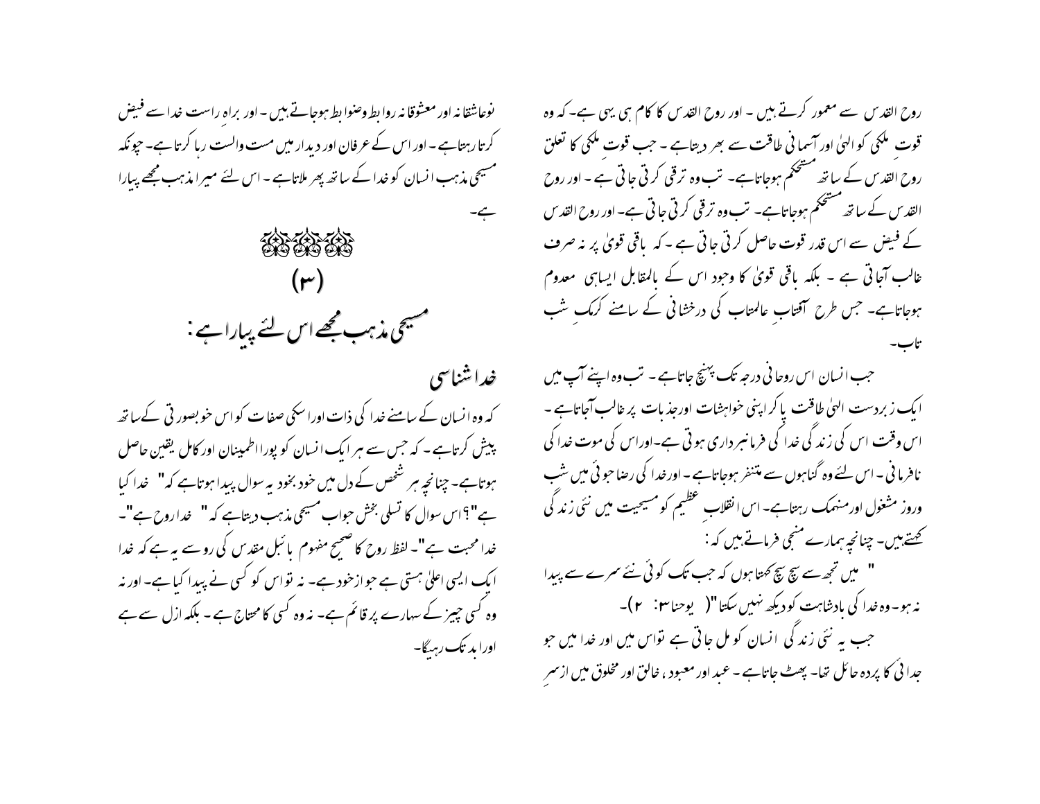روح القدس سے معمور کرتے ہیں ۔ اور روح القدس کا کام ہی یہی ہے۔ کہ وہ قوت ملکی کو الہیٰ اور آسمانی طاقت سے بھر دیتاہے ۔ جب قوت ملکی کا تعلق روح القدس کے ساتھ مستحکم ہوجاتاہے۔ تب وہ ترقی کرتی جاتی ہے ۔ اور روح القدس کے ساتھ مستحکم ہوجاتاہے۔ تب وہ ترقی کرتی جاتی ہے۔ اور روح القدس کے فیض سے اس قدر قوت حاصل کرتی جاتی ہے ۔کہ باقی قویٰ پر نہ صرف غالب آجاتی ہے ۔ بلکہ باقی قویٰ کا وجود اس کے بالمقابل ایساہی معدوم ہوجاتاہے۔ جس طرح آفتاب عالمتاب کی درخشانی کے سامنے کرمک شب تاب۔

جب انسان اس روحانی درجہ تک پہنچ جاتاہے ۔ تب وہ اپنے آپ میں ایک زبردست الہیٰ طاقت پا کر اپنی خواہشات اورجذبات پر غالب آجاتاہے ۔ اس وقت اس کی زندگی خدا کی فرمانبرداری ہوتی ہے۔اوراس کی موت خدا کی نافرمانی ۔ اس لئے وہ گناہوں سے متنفر ہوجاتاہے ۔ اورخدا کی رضا جوئی میں شب وروز مشغول اورمنہمک رہتاہے۔ اس انقلاب عظیم کو مسیحیت میں نئی زندگی کہتے ہیں۔ چنانچہ ہمارے منجی فرماتے ہیں کہ :

" میں تجھ سے سچ سچ کہتا ہوں کہ جب تک کوئی نئے سرے سے پیدا نہ ہو ۔ وہ خدا کی بادشاہت کو دیکھ نہیں سکتا"( یوحنا۳: ۲)۔

جب یہ نئی زندگی انسان کو مل جاتی ہے تواس میں اور خدا میں جو جدائی کا پردہ حائل تھا۔ پھٹ جاتاہے ۔ عبد اور معبود ، خالق اور مخلوق میں ازسر نوعاشقانہ اور معشوقانہ روابط وضوابط ہوجاتے ہیں ۔ اور براہ راست خدا سے فیض کرتا رہتاہے ۔ اور اس کے عرفان اور دیدار میں مست والست رہا کرتاہے۔ چونکہ مسیحی مذہب انسان کو خدا کے ساتھ پھر ملاتاہے ۔ اس لئے میرا مذہب مجھے پیارا ہے۔

## (۳)

## مسیحی مذہب مجھے اس لئے پیارا ہے :

### خدا شناسی

کہ وہ انسان کے سامنے خدا کی ذات اوراسکی صفات کو اس خوبصورتی کےساتھ پیش کرتاہے ۔ کہ جس سے ہر ایک انسان کو پورا اطمینان اور کامل یقین حاصل ہوتاہے۔ چنانچہ ہر شخص کے دل میں خود بخود یہ سوال پیدا ہوتاہے کہ" خدا کیا ہے"؟اس سوال کا تسلی بخش جواب مسیحی مذہب دیتاہے کہ" خدا روح ہے"۔ خدا محبت ہے"۔ لفظ روح کا صحیح مفہوم بائبل مقدس کی رو سے یہ ہے کہ خدا ایک ایسی اعلیٰ ہستی ہے جو ازخود ہے۔ نہ تو اس کو کسی نے پیدا کیا ہے۔ اور نہ وہ کسی چیز کے سہارے پر قائم ہے۔ نہ وہ کسی کا محتاج ہے ۔ بلکہ ازل سے ہے اورابد تک رہیگا۔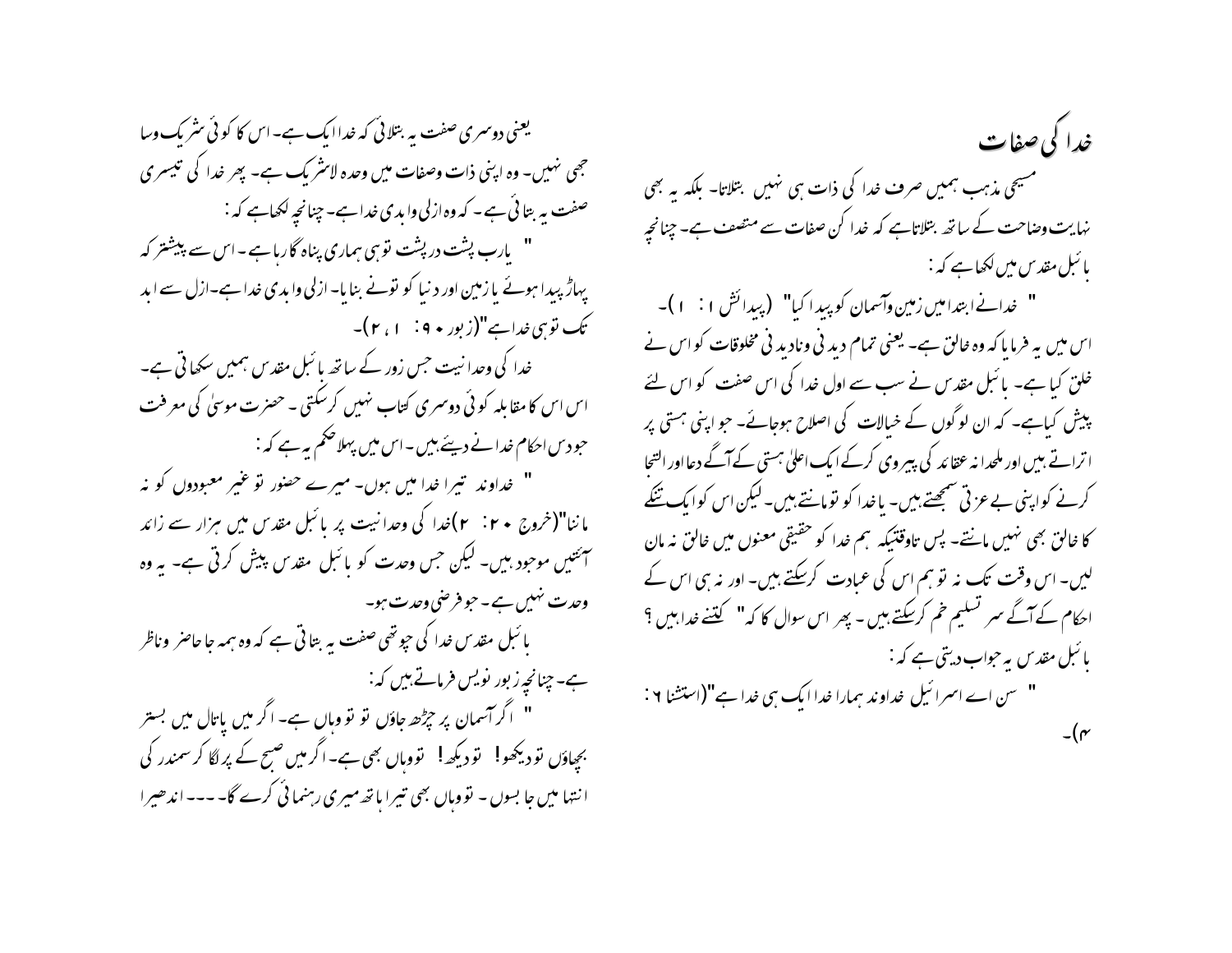# خدا کی صفات

مسیحی مذہب ہمیں صرف خدا کی ذات ہی نہیں بتلاتا- بلکہ یہ بھی نہایت وضاحت کے ساتھ بتلاتاہے کہ خدا کن صفات سے متصف ہے- چنانچہ بائبل مقدس میں لکھاہے کہ :

" خدانے ابتدامیں زمین وآسمان کوپیدا کیا" (پیدائش ۱ : ۱)- اس میں یہ فرمایا کہ وہ خالق ہے- یعنی تمام دیدنی ونادیدنی مخلوقات کو اس نے خلق کیاہے- بائبل مقدس نے سب سے اول خدا کی اس صفت کو اس لئے پیش کیاہے- کہ ان لوگوں کے خیالات کی اصلاح ہوجائے- جو اپنی ہستی پر اتراتے ہیں اور ملحدانہ عقائد کی پیروی کرکے ایک اعلیٰ ہستی کے آگے دعا اور التجا کرنے کواپنی بے عزتی سمجھتے ہیں- یا خدا کو تومانتے ہیں- لیکن اس کوایک تنکے کا خالق بھی نہیں مانتے- پس تاوقتیکہ ہم خدا کو حقیقی معنوں میں خالق نہ مان لیں- اس وقت تک نہ توہم اس کی عبادت کرسکتے ہیں- اور نہ ہی اس کے احکام کے آگے سر تسلیم خم کرسکتے ہیں- پھر اس سوال کا کہ " کتنے خداہیں ؟ بائبل مقدس یہ جواب دیتی ہے کہ :

" سن اے اسرائیل خداوند ہمارا خدا ایک ہی خدا ہے"(استثنا ۶ : ۴)-

یعنی دوسری صفت یہ بتلائی کہ خدا ایک ہے- اس کا کوئی شریک وسا جھی نہیں- وہ اپنی ذات وصفات میں وحدہ لاشریک ہے- پھر خدا کی تیسری صفت یہ بتائی ہے- کہ وہ ازلی وابدی خداہے- چنانچہ لکھاہے کہ :

" یارب پشت درپشت توہی ہماری پناہ گاہ رہاہے- اس سے پیشتر کہ پہاڑ پیدا ہوئے یا زمین اور دنیا کو تونے بنایا- ازلی وابدی خدا ہے-ازل سے ابد تک توہی خداہے"(زبور ۹۰ : ۱ ، ۲)-

خدا کی وحدانیت جس زور کے ساتھ بائبل مقدس ہمیں سکھاتی ہے- اس اس کا مقابلہ کوئی دوسری کتاب نہیں کرسکتی - حضرت موسیٰ کی معرفت جودس احکام خدانے دیئے ہیں- اس میں پہلا حکم یہ ہے کہ :

" خداوند تیرا خدا میں ہوں- میرے حضور تو غیر معبودوں کو نہ ماننا"(خروج ۲۰ : ۲)خدا کی وحدانیت پر بائبل مقدس میں ہزار سے زائد آئتیں موجود ہیں- لیکن جس وحدت کو بائبل مقدس پیش کرتی ہے- یہ وہ وحدت نہیں ہے- جوفرضی وحدت ہو-

بائبل مقدس خدا کی چوتھی صفت یہ بتاتی ہے کہ وہ ہمہ جا حاضر وناظر ہے- چنانچہ زبور نویس فرماتے ہیں کہ:

" اگر آسمان پر چڑھ جاؤں تو تو وہاں ہے- اگر میں پاتال میں بستر بچھاؤں تو دیکھو! تو وہاں بھی ہے- اگر میں صبح کے پر لگا کر سمندر کی انتہا میں جا بسوں - تو وہاں بھی تیرا ہاتھ میری رہنمائی کرے گا- --- اندھیرا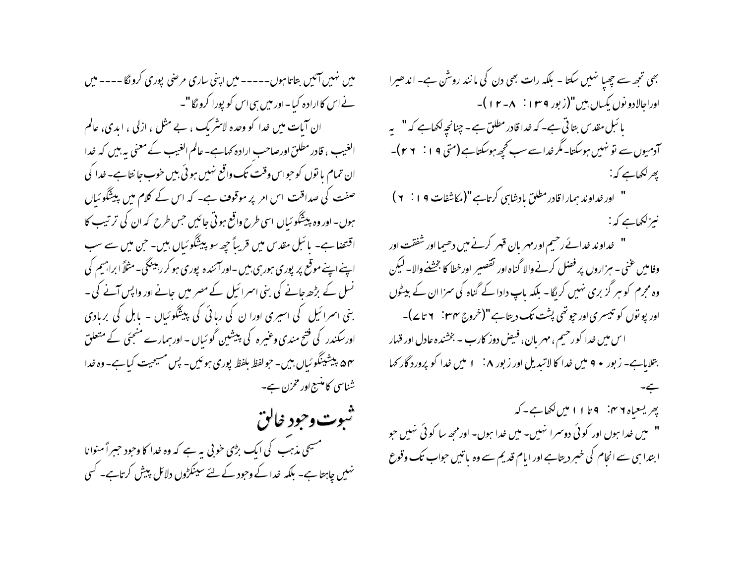بھی تجھ سے چھپا نہیں سکتا - بلکہ رات بھی دن کی مانند روشن ہے- اندھیرا اوراجالادونوں یکساں ہیں"(زبور ۱۳۹ : ۸-۱۲)-

بائبل مقدس بتاتی ہے- کہ خدا قادر مطلق ہے - چنانچہ لکھاہے کہ " یہ آدمیوں سے تو نہیں ہوسکتا- مگر خدا سے سب کچھ ہوسکتا ہے (متی ۱۹ : ۲۶)-

پھر لکھاہے کہ:

" اور خداوند ہمارا قادرمطلق بادشاہی کرتاہے "(مکاشفات ۱۹ : ۶)

نیز لکھاہے کہ:

" خداوند خدائے رحیم اورمہربان قہر کرنے میں دھیما اور شفقت اور وفامیں غنی - ہزاروں پر فضل کرنے والا گناہ اور تقصیر اور خطا کا بخشنے والا- لیکن وہ مجرم کو ہرگز بری نہیں کریگا - بلکہ باپ دادا کے گناہ کی سزا ان کے بیٹوں اور پوتوں کو تیسری اور چوتھی پشت تک دیتاہے"(خروج ۳۴: ۶تا۷)-

اس میں خدا کورحیم ، مہربان، فیض دوز کارب - بخشندہ عادل اور قہار بتلایاہے- زبور ۹۰ میں خدا کا لاتبدیل اور زبور ۸: ۱ میں خدا کو پروردگار کہا ہے-

پھر یسعیاہ ۴۶: ۹تا۱۱ میں لکھاہے- کہ

" میں خدا ہوں اور کوئی دوسرا نہیں- میں خدا ہوں- اور مجھ سا کوئی نہیں جو ابتدا ہی سے انجام کی خبر دیتاہے اور ایام قدیم سے وہ باتیں جواب تک وقوع میں نہیں آئیں بتاتا ہوں----- میں اپنی ساری مرضی پوری کرونگا---- میں نے اس کا ارادہ کیا- اور میں ہی اس کو پورا کرونگا"-

ان آیات میں خدا کو وحدہ لاشریک ، بے مثل ، ازلی ، ابدی، عالم الغیب ، قادر مطلق اورصاحب ارادہ کہاہے- عالم الغیب کے معنی یہ ہیں کہ خدا ان تمام باتوں کوجو اس وقت تک واقع نہیں ہوئی ہیں خوب جانتاہے- خدا کی صفت کی صداقت اس امر پر موقوف ہے- کہ اس کے کلام میں پیشگوئیاں ہوں- اور وہ پیشگوئیاں اسی طرح واقع ہوتی جائیں جس طرح کہ ان کی ترتیب کا اقتضا ہے- بائبل مقدس میں قریباً چھ سو پیشگوئیاں ہیں- جن میں سے سب اپنے اپنے موقع پر پوری ہورہی ہیں -اورآئندہ پوری ہوکر رہینگی- مثلاً ابراہیم کی نسل کے بڑھ جانے کی بنی اسرائیل کے مصر میں جانے اور واپس آنے کی - بنی اسرائیل کی اسیری اوران کی رہائی کی پیشگوئیاں - بابل کی بربادی اورسکندر کی فتح مندی وغیرہ کی پیشین گوئیاں - اورہمارے منجئی کے متعلق ۵۴ پیشینگوئیاں ہیں- جو لفظ بلفظ پوری ہوئیں- پس مسیحیت کیا ہے- وہ خدا شناسی کا منبع اور مخزن ہے-

## ثبوت وجود خالق

مسیحی مذہب کی ایک بڑی خوبی یہ ہے کہ وہ خدا کا وجود جبراً منوانا نہیں چاہتا ہے- بلکہ خدا کے وجود کے لئے سینکڑوں دلائل پیش کرتاہے- کسی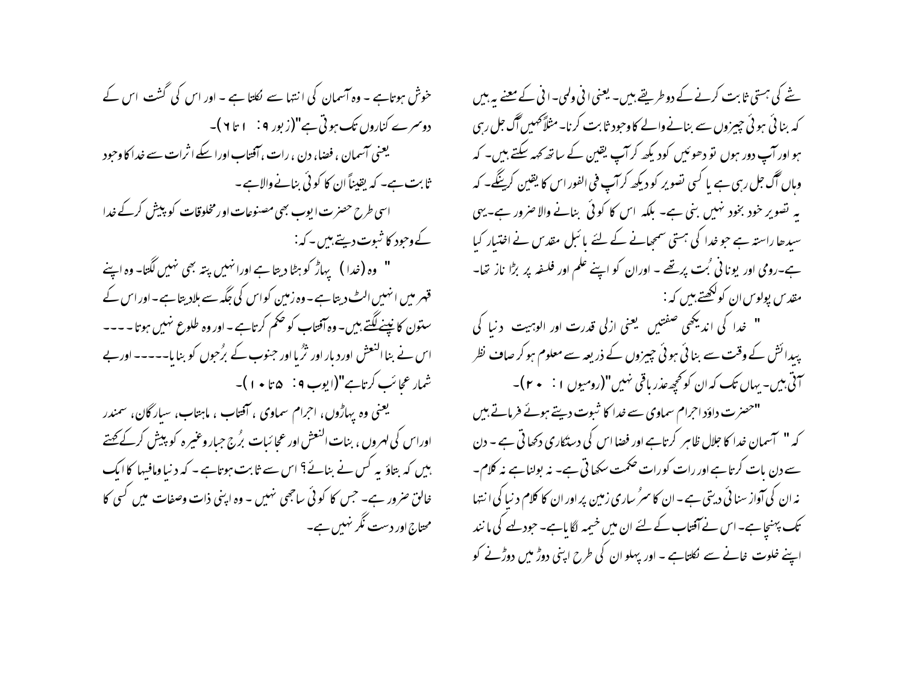شے کی ہستی ثابت کرنے کے دو طریقے ہیں۔ یعنی انی ولمی۔ انی کے معنے یہ ہیں کہ بنائی ہوئی چیزوں سے بنانے والے کا وجود ثابت کرنا۔ مثلاً کہیں آگ جل رہی ہو اور آپ دور ہوں تو دھوئیں کو دیکھ کر آپ یقین کے ساتھ کہہ سکتے ہیں۔ کہ وہاں آگ جل رہی ہے یا کسی تصویر کو دیکھ کر آپ فی الفور اس کا یقین کرینگے۔ کہ یہ تصویر خود بخود نہیں بنی ہے۔ بلکہ اس کا کوئی بنانے والا ضرور ہے۔یہی سیدھا راستہ ہے جو خدا کی ہستی سمجھانے کے لئے بائبل مقدس نے اختیار کیا ہے۔رومی اور یونانی بُت پرتھے ۔ اوران کو اپنے علم اور فلسفہ پر بڑا ناز تھا۔ مقدس پولوس ان کو لکھتے ہیں کہ:

" خدا کی اندیکھی صفتیں یعنی ازلی قدرت اور الوہیت دنیا کی پیدائش کے وقت سے بنائی ہوئی چیزوں کے ذریعہ سے معلوم ہو کر صاف نظر آتی ہیں۔ یہاں تک کہ ان کو کچھ عذر باقی نہیں"(رومیوں ۱ : ۲۰)۔

"حضرت داؤد اجرام سماوی سے خدا کا ثبوت دیتے ہوئے فرماتے ہیں کہ " آسمان خدا کا جلال ظاہر کرتاہے اور فضا اس کی دستکاری دکھاتی ہے ۔ دن سے دن بات کرتاہے اور رات کو رات حکمت سکھاتی ہے۔ نہ بولنا ہے نہ کلام۔ نہ ان کی آواز سنائی دیتی ہے ۔ ان کا سرُ ساری زمین پر اور ان کا کلام دنیا کی انتہا تک پہنچاہے۔ اس نے آفتاب کے لئے ان میں خیمہ لگایاہے۔ جو دلہے کی مانند اپنے خلوت خانے سے نکلتاہے ۔ اور پہلو ان کی طرح اپنی دوڑ میں دوڑنے کو خوش ہوتاہے ۔ وہ آسمان کی انتہا سے نکلتا ہے ۔ اور اس کی گشت اس کے دوسرے کناروں تک ہوتی ہے"(زبور ۹: ۱ تا ۶)۔

یعنی آسمان ، فضا، دن ، رات ، آفتاب اوراسکے اثرات سے خدا کا وجود ثابت ہے۔ کہ یقیناً ان کا کوئی بنانے والاہے۔

اسی طرح حضرت ایوب بھی مصنوعات اور مخلوقات کو پیش کرکے خدا کے وجود کا ثبوت دیتے ہیں ۔ کہ:

" وہ (خدا) پہاڑ کو ہٹا دیتا ہے اورانہیں پتہ بھی نہیں لگتا۔ وہ اپنے قہر میں انہیں الٹ دیتاہے۔ وہ زمین کواس کی جگہ سے ہلادیتاہے۔ اوراس کے ستون کانپنے لگتے ہیں۔ وہ آفتاب کو حکم کرتاہے ۔ اور وہ طلوع نہیں ہوتا۔۔۔۔ اس نے بنا النعش اور دبار اور ثرّیا اور جنوب کے برُجوں کو بنایا۔۔۔۔ اور بے شمار عجائب کرتاہے"(ایوب ۹: ۵ تا ۱۰)۔

یعنی وہ پہاڑوں، اجرام سماوی ، آفتاب ، ماہتاب، سیارگان، سمندر اوراس کی لہروں ، بنات النعش اور عجائبات برُج جبار وغیرہ کو پیش کرکے کہتے ہیں کہ بتاؤ یہ کس نے بنائے؟ اس سے ثابت ہوتاہے ۔ کہ دنیا ومافیہا کا ایک خالق ضرور ہے۔ جس کا کوئی ساجھی نہیں ۔ وہ اپنی ذات وصفات میں کسی کا محتاج اور دست نگر نہیں ہے۔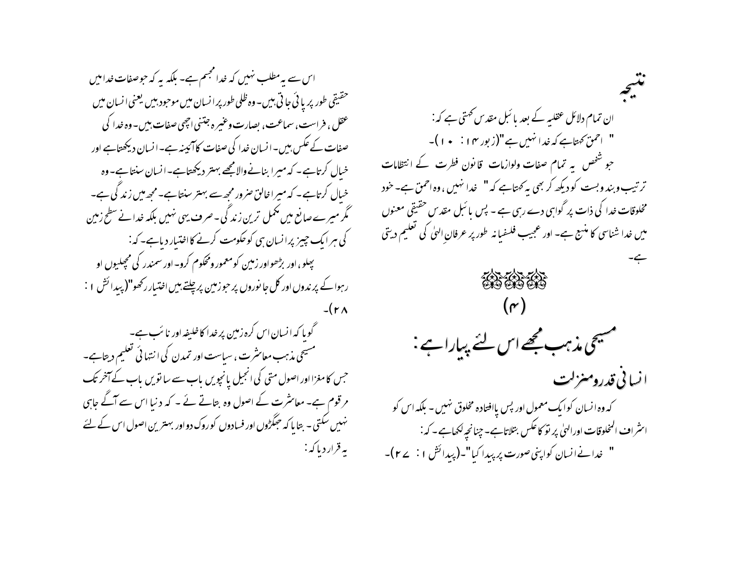## نتیجہ

ان تمام دلائل عقلیہ کے بعد بائبل مقدس کہتی ہے کہ:

" احمق کہتاہے کہ خدا نہیں ہے"(زبور ۱۴: ۱)۔

جو شخص یہ تمام صفات ولوازمات قانون فطرت کے انتظامات ترتیب وبندوبست کو دیکھ کر بھی یہ کہتاہے کہ " خدا نہیں ، وہ احمق ہے۔ خود مخلوقات خدا کی ذات پر گواہی دے رہی ہے ۔ پس بائبل مقدس حقیقی معنوں میں خدا شناسی کا منبع ہے۔ اور عجیب فلسفیانہ طورپر عرفانِ الہیٰ کی تعلیم دیتی ہے۔

## (۴)

# مسیحی مذہب مجھے اس لئے پیارا ہے :

## انسانی قدرومنزلت

کہ وہ انسان کو ایک معمول اور پس پاافتادہ مخلوق نہیں ۔ بلکہ اس کو اشراف المخلوقات اورالہیٰ پر تو کا عکس بتلاتاہے۔ چنانچہ لکھاہے ۔ کہ:

" خدانے انسان کو اپنی صورت پر پیدا کیا"۔(پیدائش ۱: ۲۷)۔

اس سے یہ مطلب نہیں کہ خدا مجسم ہے۔ بلکہ یہ کہ جوصفات خدا میں حقیقی طورپر پائی جاتی ہیں ۔ وہ ظلی طورپر انسان میں موجود ہیں یعنی انسان میں عقل ، فراست، سماعت، بصارت وغیرہ جتنی اچھی صفات ہیں ۔ وہ خدا کی صفات کے عکس ہیں ۔ انسان خدا کی صفات کا آئینہ ہے۔ انسان دیکھتاہے اور خیال کرتاہے ۔ کہ میرا بنانے والامجھے بہتر دیکھتاہے۔ انسان سنتاہے۔ وہ خیال کرتاہے ۔ کہ میرا خالق ضرور مجھ سے بہتر سنتاہے۔ مجھ میں زندگی ہے۔ مگر میرے صانع میں مکمل ترین زندگی ۔ صرف یہی نہیں بلکہ خدانے سطح زمین کی ہر ایک چیز پر انسان ہی کو حکومت کرنے کا اختیار دیاہے۔ کہ:

پھلو ، اور بڑھواور زمین کو معمور ومحکوم کرو۔ اور سمندر کی مچھلیوں او رہوا کے پرندوں اور کل جانوروں پر جوزمین پر چلتے ہیں اختیار رکھو"(پیدائش ۱: ۲۸)۔

گویا کہ انسان اس کرہ زمین پر خدا کا خلیفہ اور نائب ہے۔

مسیحی مذہب معاشرت ، سیاست اور تمدن کی انتہائی تعلیم دیتاہے۔ جس کا مغزا اور اصول متی کی انجیل پانچویں باب سے ساتویں باب کے آخر تک مرقوم ہے۔ معاشرت کے اصول وہ بتاتے ئے ۔ کہ دنیا اس سے آگے جاہی نہیں سکتی ۔ بتایا کہ جھگڑوں اور فسادوں کو روک دو اور بہترین اصول اس کے لئے یہ قرار دیا کہ: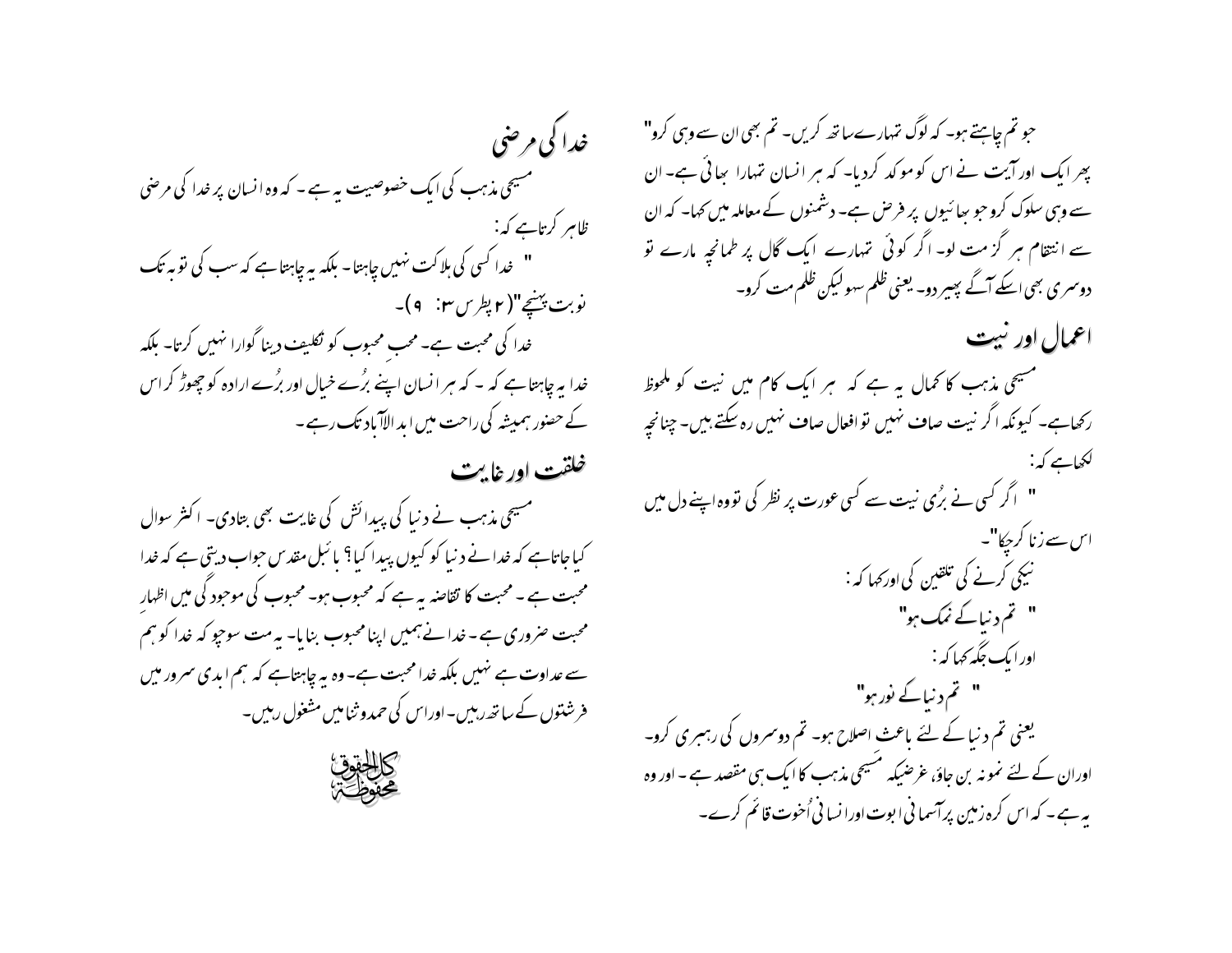جو تم چاہتے ہو۔ کہ لوگ تمہارے ساتھ کریں۔ تم بھی ان سے وہی کرو" پھر ایک اور آیت نے اس کو موکد کردیا۔ کہ ہر انسان تمہارا بھائی ہے۔ ان سے وہی سلوک کرو جو بھائیوں پر فرض ہے۔ دشمنوں کے معاملہ میں کہا۔ کہ ان سے انتقام ہر گز مت لو۔ اگر کوئی تمہارے ایک گال پر طمانچہ مارے تو دوسری بھی اسکے آگے پھیر دو۔ یعنی ظلم سہو لیکن ظلم مت کرو۔

## اعمال اور نیت

مسیحی مذہب کا کمال یہ ہے کہ ہر ایک کام میں نیت کو ملحوظ رکھا ہے۔ کیونکہ اگر نیت صاف نہیں تو افعال صاف نہیں رہ سکتے ہیں۔ چنانچہ لکھا ہے کہ:

" اگر کسی نے بُری نیت سے کسی عورت پر نظر کی تو وہ اپنے دل میں اس سے زنا کرچکا"۔

نیکی کرنے کی تلقین کی اور کہا کہ:

" تم دنیا کے نمک ہو"

اور ایک جگہ کہا کہ:

" تم دنیا کے نور ہو"

یعنی تم دنیا کے لئے باعث اصلاح ہو۔ تم دوسروں کی رہبری کرو۔ اوران کے لئے نمونہ بن جاؤ، غرضیکہ مسیحی مذہب کا ایک ہی مقصد ہے۔ اور وہ یہ ہے۔ کہ اس کرہ زمین پر آسمانی ابوت اور انسانی اُخوت قائم کرے۔

## خدا کی مرضی

مسیحی مذہب کی ایک خصوصیت یہ ہے۔ کہ وہ انسان پر خدا کی مرضی ظاہر کرتا ہے کہ:

" خدا کسی کی ہلاکت نہیں چاہتا۔ بلکہ یہ چاہتا ہے کہ سب کی توبہ تک نوبت پہنچے"(۲ پطرس ۳: ۹)۔

خدا کی محبت ہے۔ محبِ محبوب کو تکلیف دینا گوارا نہیں کرتا۔ بلکہ خدا یہ چاہتا ہے کہ۔ کہ ہر انسان اپنے بُرے خیال اور بُرے ارادہ کو چھوڑ کر اس کے حضور ہمیشہ کی راحت میں ابد الآباد تک رہے۔

## خلقت اور غایت

مسیحی مذہب نے دنیا کی پیدائش کی غایت بھی بتادی۔ اکثر سوال کیا جاتا ہے کہ خدا نے دنیا کو کیوں پیدا کیا؟ بائبل مقدس جواب دیتی ہے کہ خدا محبت ہے۔ محبت کا تقاضہ یہ ہے کہ محبوب ہو۔ محبوب کی موجودگی میں اظہارِ محبت ضروری ہے۔ خدا نے ہمیں اپنا محبوب بنایا۔ یہ مت سوچو کہ خدا کو ہم سے عداوت ہے نہیں بلکہ خدا محبت ہے۔ وہ یہ چاہتا ہے کہ ہم ابدی سرور میں فرشتوں کے ساتھ رہیں۔ اوراس کی حمدوثنا میں مشغول رہیں۔

کل الحقوق محفوظۃ